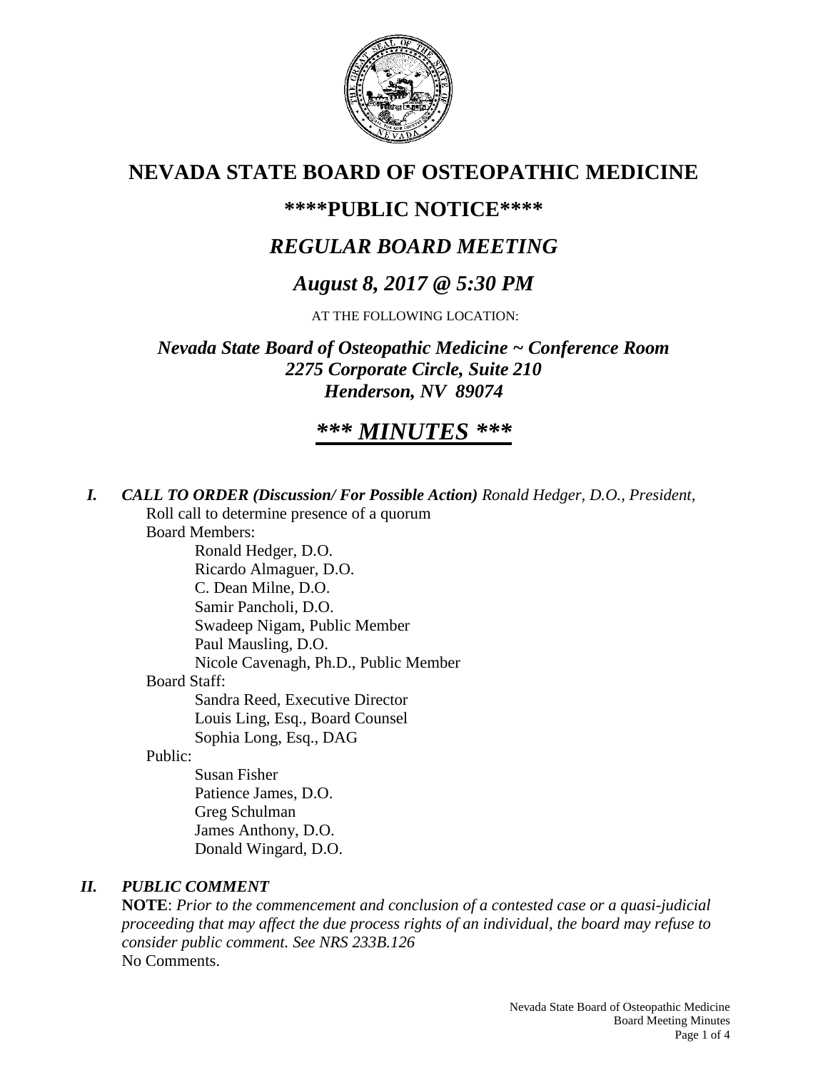# NEVADA STATE BOARD OF OSTEOPATHIC MEDICINE

## \*\*\*\*PUBLIC NOTICE\*\*\*\*

## *REGULAR BOARD MEETING*

## *August 8, 2017 @ 5:30 PM*

AT THE FOLLOWING LOCATION:

***Nevada State Board of Osteopathic Medicine ~ Conference Room***
***2275 Corporate Circle, Suite 210***
***Henderson, NV 89074***

## ***\*\*\* MINUTES \*\*\****

***I. CALL TO ORDER (Discussion/ For Possible Action)*** *Ronald Hedger, D.O., President,*

Roll call to determine presence of a quorum

Board Members:

- Ronald Hedger, D.O.
- Ricardo Almaguer, D.O.
- C. Dean Milne, D.O.
- Samir Pancholi, D.O.
- Swadeep Nigam, Public Member
- Paul Mausling, D.O.
- Nicole Cavenagh, Ph.D., Public Member

Board Staff:

- Sandra Reed, Executive Director
- Louis Ling, Esq., Board Counsel
- Sophia Long, Esq., DAG

Public:

- Susan Fisher
- Patience James, D.O.
- Greg Schulman
- James Anthony, D.O.
- Donald Wingard, D.O.

***II. PUBLIC COMMENT***

**NOTE**: *Prior to the commencement and conclusion of a contested case or a quasi-judicial proceeding that may affect the due process rights of an individual, the board may refuse to consider public comment. See NRS 233B.126*

No Comments.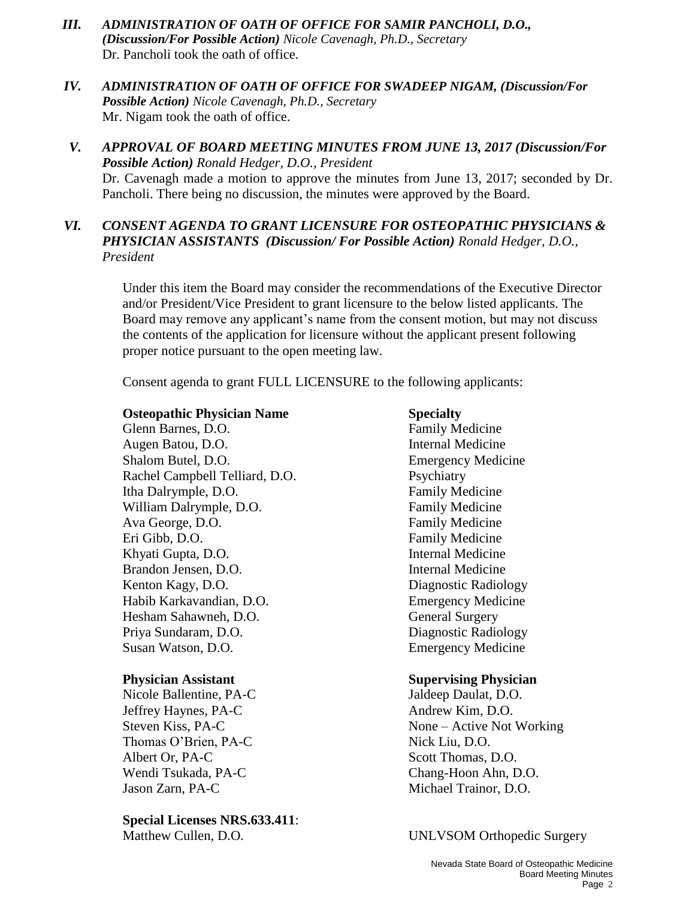***III. ADMINISTRATION OF OATH OF OFFICE FOR SAMIR PANCHOLI, D.O., (Discussion/For Possible Action)*** *Nicole Cavenagh, Ph.D., Secretary*
Dr. Pancholi took the oath of office.

***IV. ADMINISTRATION OF OATH OF OFFICE FOR SWADEEP NIGAM, (Discussion/For Possible Action)*** *Nicole Cavenagh, Ph.D., Secretary*
Mr. Nigam took the oath of office.

***V. APPROVAL OF BOARD MEETING MINUTES FROM JUNE 13, 2017 (Discussion/For Possible Action)*** *Ronald Hedger, D.O., President*
Dr. Cavenagh made a motion to approve the minutes from June 13, 2017; seconded by Dr. Pancholi. There being no discussion, the minutes were approved by the Board.

***VI. CONSENT AGENDA TO GRANT LICENSURE FOR OSTEOPATHIC PHYSICIANS & PHYSICIAN ASSISTANTS (Discussion/ For Possible Action)*** *Ronald Hedger, D.O., President*

Under this item the Board may consider the recommendations of the Executive Director and/or President/Vice President to grant licensure to the below listed applicants. The Board may remove any applicant's name from the consent motion, but may not discuss the contents of the application for licensure without the applicant present following proper notice pursuant to the open meeting law.

Consent agenda to grant FULL LICENSURE to the following applicants:

| **Osteopathic Physician Name** | **Specialty** |
|---|---|
| Glenn Barnes, D.O. | Family Medicine |
| Augen Batou, D.O. | Internal Medicine |
| Shalom Butel, D.O. | Emergency Medicine |
| Rachel Campbell Telliard, D.O. | Psychiatry |
| Itha Dalrymple, D.O. | Family Medicine |
| William Dalrymple, D.O. | Family Medicine |
| Ava George, D.O. | Family Medicine |
| Eri Gibb, D.O. | Family Medicine |
| Khyati Gupta, D.O. | Internal Medicine |
| Brandon Jensen, D.O. | Internal Medicine |
| Kenton Kagy, D.O. | Diagnostic Radiology |
| Habib Karkavandian, D.O. | Emergency Medicine |
| Hesham Sahawneh, D.O. | General Surgery |
| Priya Sundaram, D.O. | Diagnostic Radiology |
| Susan Watson, D.O. | Emergency Medicine |

| **Physician Assistant** | **Supervising Physician** |
|---|---|
| Nicole Ballentine, PA-C | Jaldeep Daulat, D.O. |
| Jeffrey Haynes, PA-C | Andrew Kim, D.O. |
| Steven Kiss, PA-C | None – Active Not Working |
| Thomas O'Brien, PA-C | Nick Liu, D.O. |
| Albert Or, PA-C | Scott Thomas, D.O. |
| Wendi Tsukada, PA-C | Chang-Hoon Ahn, D.O. |
| Jason Zarn, PA-C | Michael Trainor, D.O. |

**Special Licenses NRS.633.411**:

| | |
|---|---|
| Matthew Cullen, D.O. | UNLVSOM Orthopedic Surgery |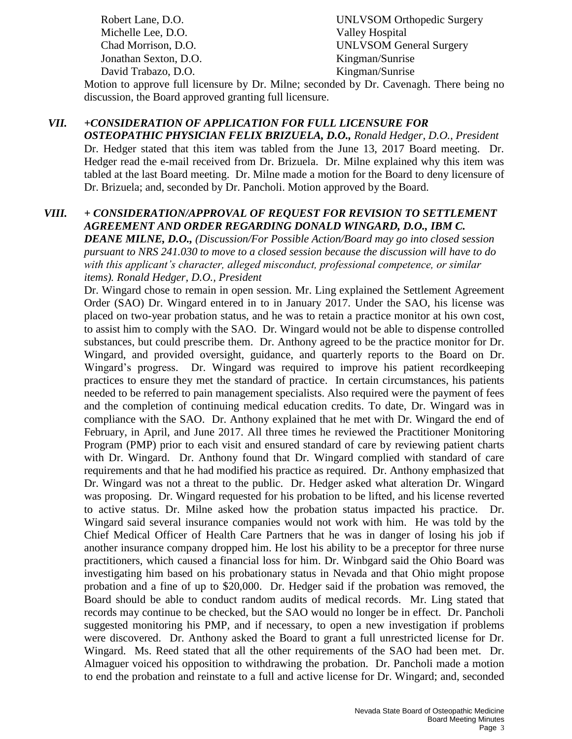| | |
|---|---|
| Robert Lane, D.O. | UNLVSOM Orthopedic Surgery |
| Michelle Lee, D.O. | Valley Hospital |
| Chad Morrison, D.O. | UNLVSOM General Surgery |
| Jonathan Sexton, D.O. | Kingman/Sunrise |
| David Trabazo, D.O. | Kingman/Sunrise |

Motion to approve full licensure by Dr. Milne; seconded by Dr. Cavenagh. There being no discussion, the Board approved granting full licensure.

***VII. +CONSIDERATION OF APPLICATION FOR FULL LICENSURE FOR OSTEOPATHIC PHYSICIAN FELIX BRIZUELA, D.O.,*** *Ronald Hedger, D.O., President*

Dr. Hedger stated that this item was tabled from the June 13, 2017 Board meeting. Dr. Hedger read the e-mail received from Dr. Brizuela. Dr. Milne explained why this item was tabled at the last Board meeting. Dr. Milne made a motion for the Board to deny licensure of Dr. Brizuela; and, seconded by Dr. Pancholi. Motion approved by the Board.

***VIII. + CONSIDERATION/APPROVAL OF REQUEST FOR REVISION TO SETTLEMENT AGREEMENT AND ORDER REGARDING DONALD WINGARD, D.O., IBM C. DEANE MILNE, D.O.,*** *(Discussion/For Possible Action/Board may go into closed session pursuant to NRS 241.030 to move to a closed session because the discussion will have to do with this applicant's character, alleged misconduct, professional competence, or similar items). Ronald Hedger, D.O., President*

Dr. Wingard chose to remain in open session. Mr. Ling explained the Settlement Agreement Order (SAO) Dr. Wingard entered in to in January 2017. Under the SAO, his license was placed on two-year probation status, and he was to retain a practice monitor at his own cost, to assist him to comply with the SAO. Dr. Wingard would not be able to dispense controlled substances, but could prescribe them. Dr. Anthony agreed to be the practice monitor for Dr. Wingard, and provided oversight, guidance, and quarterly reports to the Board on Dr. Wingard's progress. Dr. Wingard was required to improve his patient recordkeeping practices to ensure they met the standard of practice. In certain circumstances, his patients needed to be referred to pain management specialists. Also required were the payment of fees and the completion of continuing medical education credits. To date, Dr. Wingard was in compliance with the SAO. Dr. Anthony explained that he met with Dr. Wingard the end of February, in April, and June 2017. All three times he reviewed the Practitioner Monitoring Program (PMP) prior to each visit and ensured standard of care by reviewing patient charts with Dr. Wingard. Dr. Anthony found that Dr. Wingard complied with standard of care requirements and that he had modified his practice as required. Dr. Anthony emphasized that Dr. Wingard was not a threat to the public. Dr. Hedger asked what alteration Dr. Wingard was proposing. Dr. Wingard requested for his probation to be lifted, and his license reverted to active status. Dr. Milne asked how the probation status impacted his practice. Dr. Wingard said several insurance companies would not work with him. He was told by the Chief Medical Officer of Health Care Partners that he was in danger of losing his job if another insurance company dropped him. He lost his ability to be a preceptor for three nurse practitioners, which caused a financial loss for him. Dr. Winbgard said the Ohio Board was investigating him based on his probationary status in Nevada and that Ohio might propose probation and a fine of up to $20,000. Dr. Hedger said if the probation was removed, the Board should be able to conduct random audits of medical records. Mr. Ling stated that records may continue to be checked, but the SAO would no longer be in effect. Dr. Pancholi suggested monitoring his PMP, and if necessary, to open a new investigation if problems were discovered. Dr. Anthony asked the Board to grant a full unrestricted license for Dr. Wingard. Ms. Reed stated that all the other requirements of the SAO had been met. Dr. Almaguer voiced his opposition to withdrawing the probation. Dr. Pancholi made a motion to end the probation and reinstate to a full and active license for Dr. Wingard; and, seconded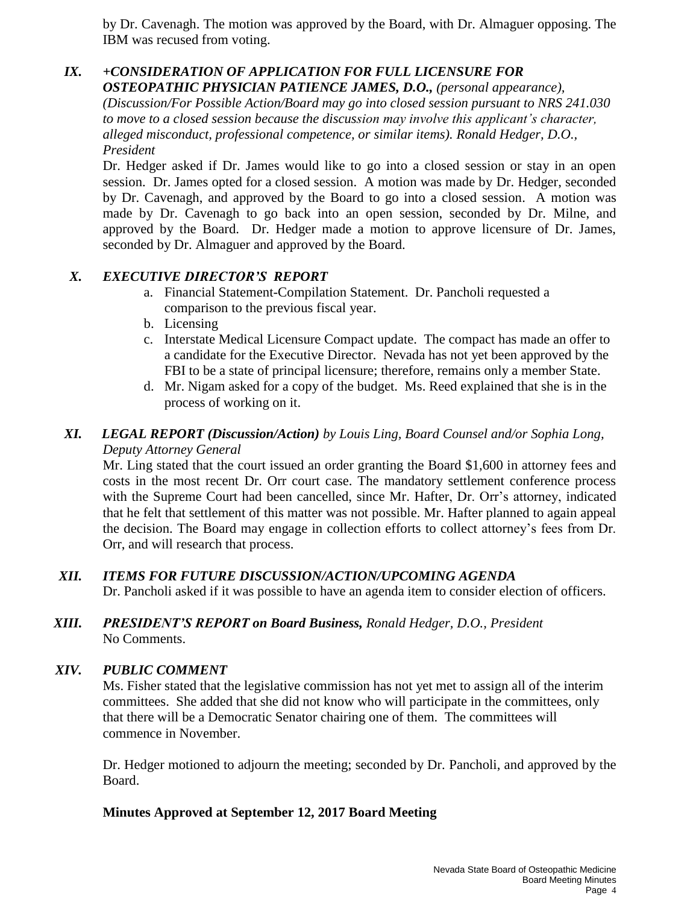by Dr. Cavenagh. The motion was approved by the Board, with Dr. Almaguer opposing. The IBM was recused from voting.

### *IX. +CONSIDERATION OF APPLICATION FOR FULL LICENSURE FOR OSTEOPATHIC PHYSICIAN PATIENCE JAMES, D.O., (personal appearance), (Discussion/For Possible Action/Board may go into closed session pursuant to NRS 241.030 to move to a closed session because the discussion may involve this applicant's character, alleged misconduct, professional competence, or similar items). Ronald Hedger, D.O., President*

Dr. Hedger asked if Dr. James would like to go into a closed session or stay in an open session. Dr. James opted for a closed session. A motion was made by Dr. Hedger, seconded by Dr. Cavenagh, and approved by the Board to go into a closed session. A motion was made by Dr. Cavenagh to go back into an open session, seconded by Dr. Milne, and approved by the Board. Dr. Hedger made a motion to approve licensure of Dr. James, seconded by Dr. Almaguer and approved by the Board.

### *X. EXECUTIVE DIRECTOR'S REPORT*

a. Financial Statement-Compilation Statement. Dr. Pancholi requested a comparison to the previous fiscal year.
b. Licensing
c. Interstate Medical Licensure Compact update. The compact has made an offer to a candidate for the Executive Director. Nevada has not yet been approved by the FBI to be a state of principal licensure; therefore, remains only a member State.
d. Mr. Nigam asked for a copy of the budget. Ms. Reed explained that she is in the process of working on it.

### *XI. LEGAL REPORT (Discussion/Action) by Louis Ling, Board Counsel and/or Sophia Long, Deputy Attorney General*

Mr. Ling stated that the court issued an order granting the Board $1,600 in attorney fees and costs in the most recent Dr. Orr court case. The mandatory settlement conference process with the Supreme Court had been cancelled, since Mr. Hafter, Dr. Orr's attorney, indicated that he felt that settlement of this matter was not possible. Mr. Hafter planned to again appeal the decision. The Board may engage in collection efforts to collect attorney's fees from Dr. Orr, and will research that process.

### *XII. ITEMS FOR FUTURE DISCUSSION/ACTION/UPCOMING AGENDA*

Dr. Pancholi asked if it was possible to have an agenda item to consider election of officers.

### *XIII. PRESIDENT'S REPORT on Board Business, Ronald Hedger, D.O., President*

No Comments.

### *XIV. PUBLIC COMMENT*

Ms. Fisher stated that the legislative commission has not yet met to assign all of the interim committees. She added that she did not know who will participate in the committees, only that there will be a Democratic Senator chairing one of them. The committees will commence in November.

Dr. Hedger motioned to adjourn the meeting; seconded by Dr. Pancholi, and approved by the Board.

**Minutes Approved at September 12, 2017 Board Meeting**